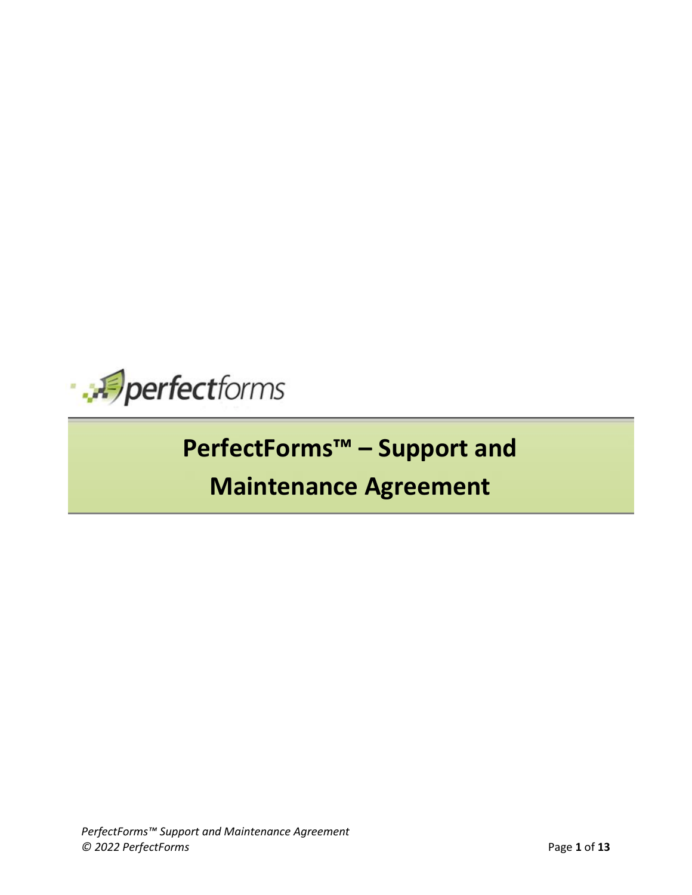perfectforms

# PerfectForms™ – Support and Maintenance Agreement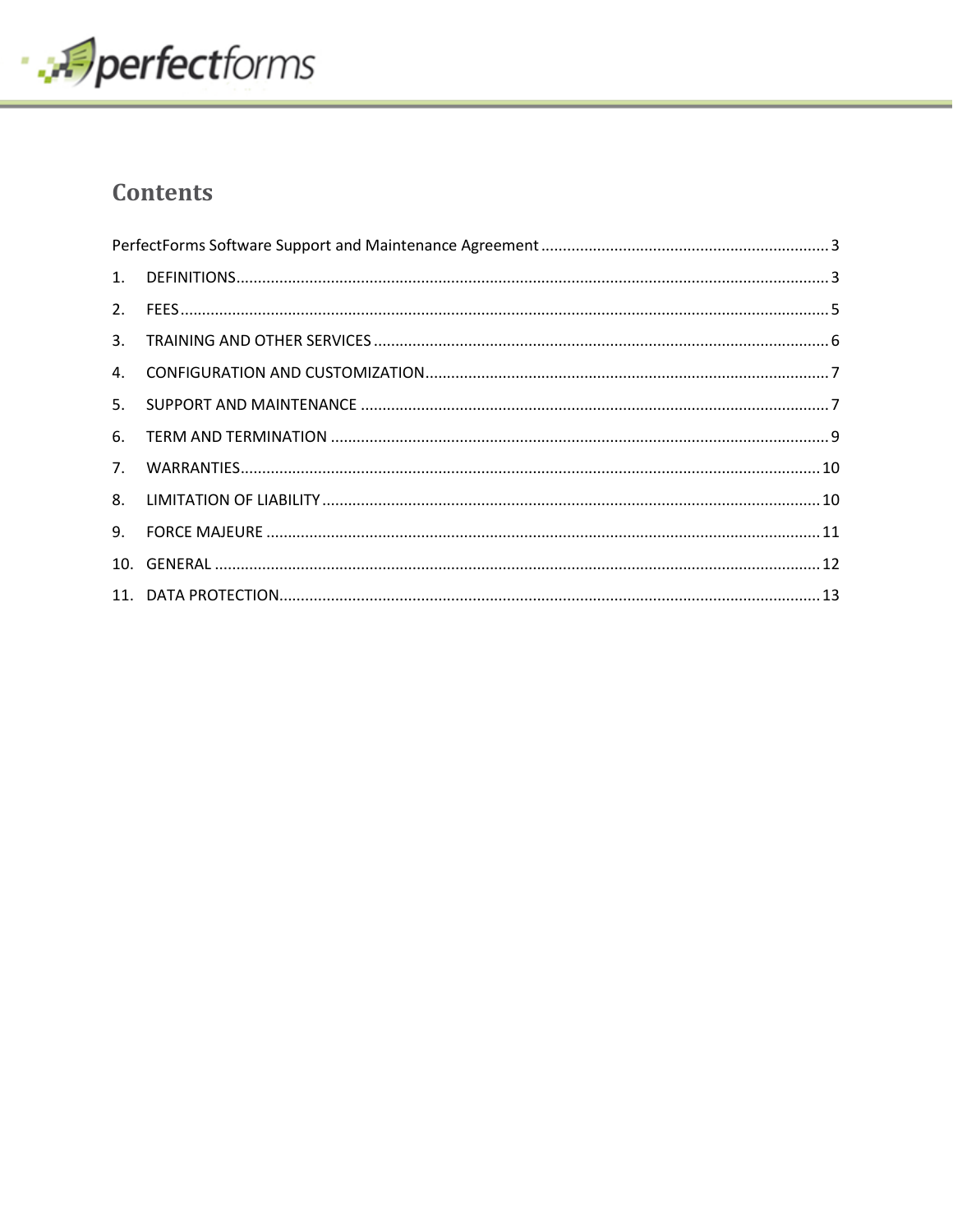## Contents

PerfectForms Software Support and Maintenance Agreement .................................................................. 3

1. DEFINITIONS ......................................................................................................................................... 3
2. FEES ...................................................................................................................................................... 5
3. TRAINING AND OTHER SERVICES .......................................................................................................... 6
4. CONFIGURATION AND CUSTOMIZATION .............................................................................................. 7
5. SUPPORT AND MAINTENANCE ............................................................................................................. 7
6. TERM AND TERMINATION .................................................................................................................... 9
7. WARRANTIES ...................................................................................................................................... 10
8. LIMITATION OF LIABILITY .................................................................................................................... 10
9. FORCE MAJEURE ................................................................................................................................. 11
10. GENERAL ............................................................................................................................................ 12
11. DATA PROTECTION ............................................................................................................................. 13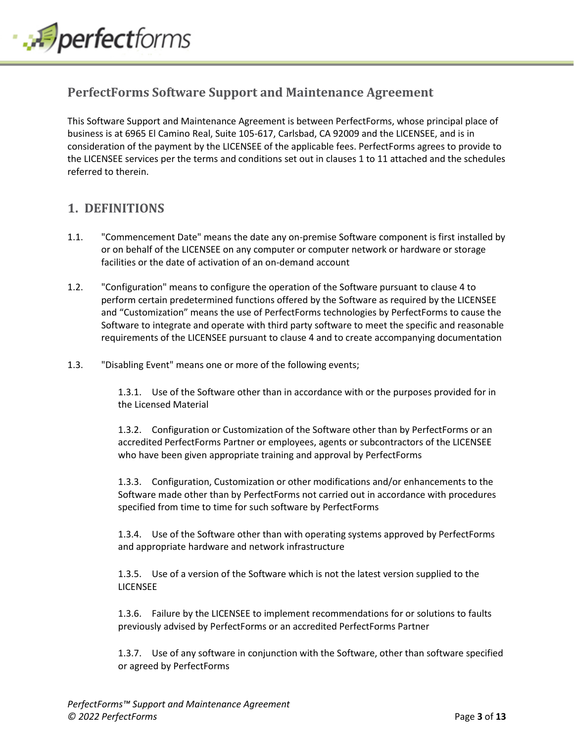## PerfectForms Software Support and Maintenance Agreement

This Software Support and Maintenance Agreement is between PerfectForms, whose principal place of business is at 6965 El Camino Real, Suite 105-617, Carlsbad, CA 92009 and the LICENSEE, and is in consideration of the payment by the LICENSEE of the applicable fees. PerfectForms agrees to provide to the LICENSEE services per the terms and conditions set out in clauses 1 to 11 attached and the schedules referred to therein.

## 1. DEFINITIONS

1.1. "Commencement Date" means the date any on-premise Software component is first installed by or on behalf of the LICENSEE on any computer or computer network or hardware or storage facilities or the date of activation of an on-demand account

1.2. "Configuration" means to configure the operation of the Software pursuant to clause 4 to perform certain predetermined functions offered by the Software as required by the LICENSEE and "Customization" means the use of PerfectForms technologies by PerfectForms to cause the Software to integrate and operate with third party software to meet the specific and reasonable requirements of the LICENSEE pursuant to clause 4 and to create accompanying documentation

1.3. "Disabling Event" means one or more of the following events;

1.3.1. Use of the Software other than in accordance with or the purposes provided for in the Licensed Material

1.3.2. Configuration or Customization of the Software other than by PerfectForms or an accredited PerfectForms Partner or employees, agents or subcontractors of the LICENSEE who have been given appropriate training and approval by PerfectForms

1.3.3. Configuration, Customization or other modifications and/or enhancements to the Software made other than by PerfectForms not carried out in accordance with procedures specified from time to time for such software by PerfectForms

1.3.4. Use of the Software other than with operating systems approved by PerfectForms and appropriate hardware and network infrastructure

1.3.5. Use of a version of the Software which is not the latest version supplied to the LICENSEE

1.3.6. Failure by the LICENSEE to implement recommendations for or solutions to faults previously advised by PerfectForms or an accredited PerfectForms Partner

1.3.7. Use of any software in conjunction with the Software, other than software specified or agreed by PerfectForms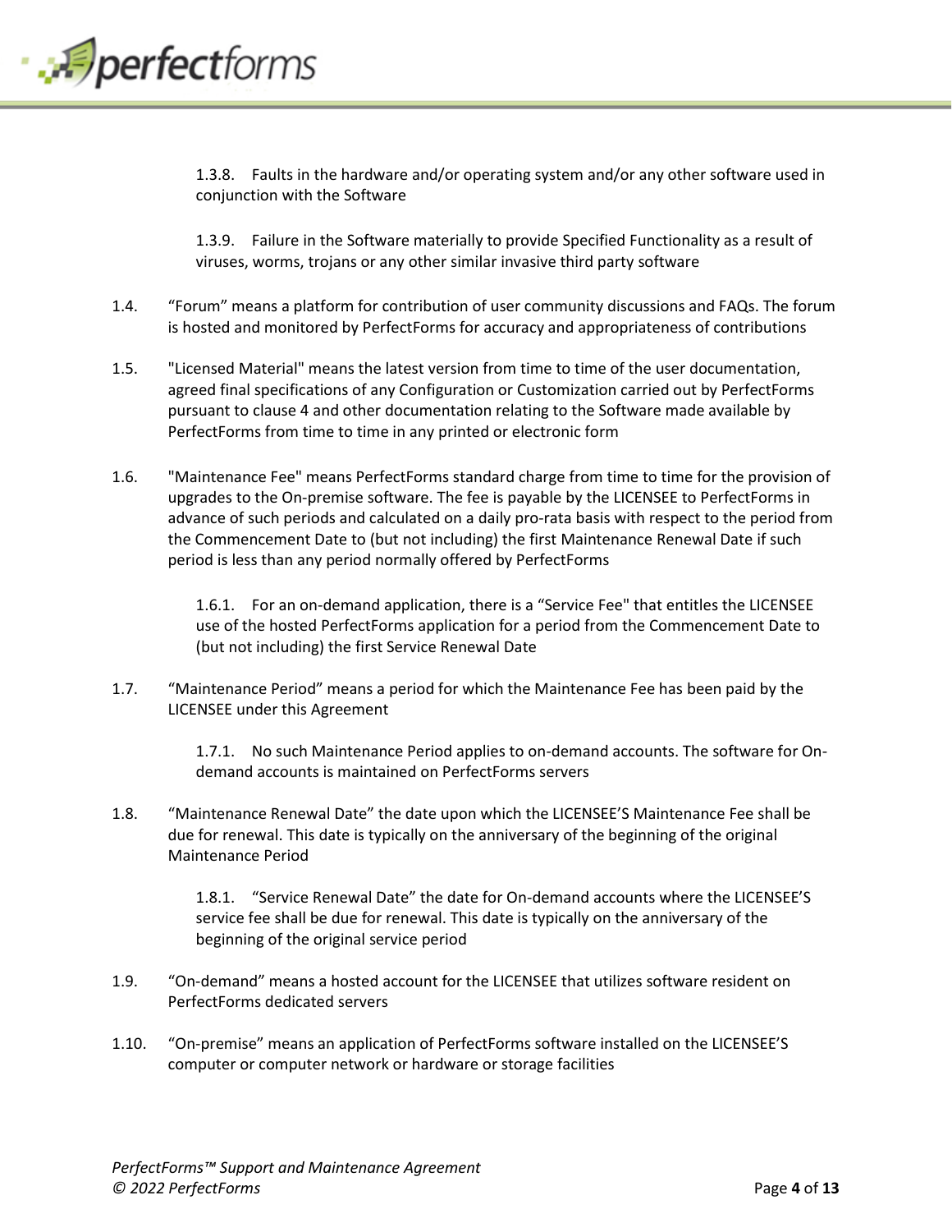1.3.8. Faults in the hardware and/or operating system and/or any other software used in conjunction with the Software

1.3.9. Failure in the Software materially to provide Specified Functionality as a result of viruses, worms, trojans or any other similar invasive third party software

1.4. “Forum” means a platform for contribution of user community discussions and FAQs. The forum is hosted and monitored by PerfectForms for accuracy and appropriateness of contributions

1.5. "Licensed Material" means the latest version from time to time of the user documentation, agreed final specifications of any Configuration or Customization carried out by PerfectForms pursuant to clause 4 and other documentation relating to the Software made available by PerfectForms from time to time in any printed or electronic form

1.6. "Maintenance Fee" means PerfectForms standard charge from time to time for the provision of upgrades to the On-premise software. The fee is payable by the LICENSEE to PerfectForms in advance of such periods and calculated on a daily pro-rata basis with respect to the period from the Commencement Date to (but not including) the first Maintenance Renewal Date if such period is less than any period normally offered by PerfectForms

1.6.1. For an on-demand application, there is a “Service Fee" that entitles the LICENSEE use of the hosted PerfectForms application for a period from the Commencement Date to (but not including) the first Service Renewal Date

1.7. “Maintenance Period” means a period for which the Maintenance Fee has been paid by the LICENSEE under this Agreement

1.7.1. No such Maintenance Period applies to on-demand accounts. The software for On-demand accounts is maintained on PerfectForms servers

1.8. “Maintenance Renewal Date” the date upon which the LICENSEE’S Maintenance Fee shall be due for renewal. This date is typically on the anniversary of the beginning of the original Maintenance Period

1.8.1. “Service Renewal Date” the date for On-demand accounts where the LICENSEE’S service fee shall be due for renewal. This date is typically on the anniversary of the beginning of the original service period

1.9. “On-demand” means a hosted account for the LICENSEE that utilizes software resident on PerfectForms dedicated servers

1.10. “On-premise” means an application of PerfectForms software installed on the LICENSEE’S computer or computer network or hardware or storage facilities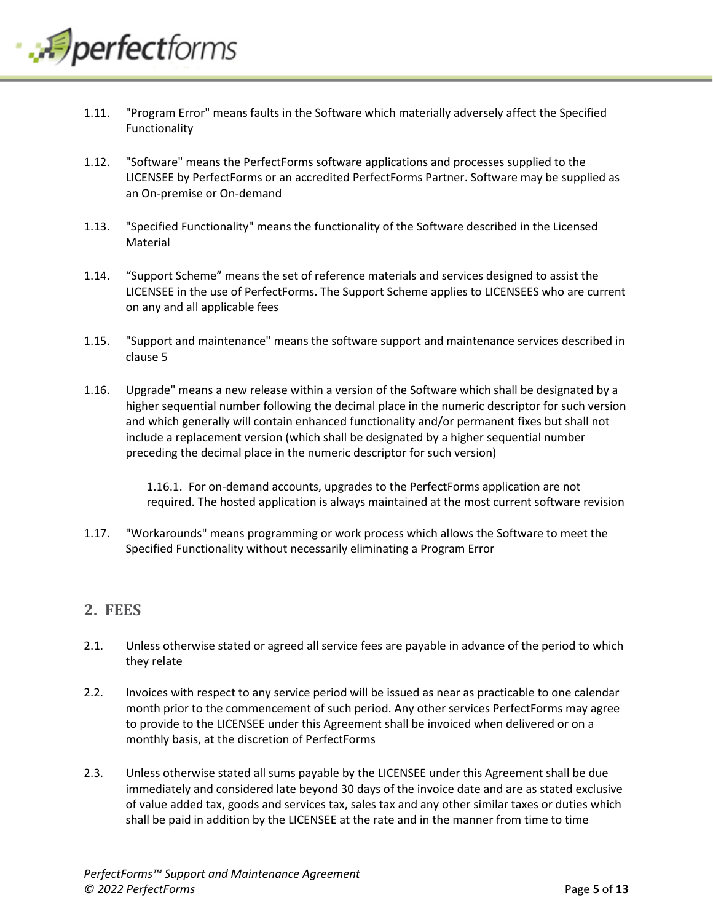1.11. "Program Error" means faults in the Software which materially adversely affect the Specified Functionality

1.12. "Software" means the PerfectForms software applications and processes supplied to the LICENSEE by PerfectForms or an accredited PerfectForms Partner. Software may be supplied as an On-premise or On-demand

1.13. "Specified Functionality" means the functionality of the Software described in the Licensed Material

1.14. “Support Scheme” means the set of reference materials and services designed to assist the LICENSEE in the use of PerfectForms. The Support Scheme applies to LICENSEES who are current on any and all applicable fees

1.15. "Support and maintenance" means the software support and maintenance services described in clause 5

1.16. Upgrade" means a new release within a version of the Software which shall be designated by a higher sequential number following the decimal place in the numeric descriptor for such version and which generally will contain enhanced functionality and/or permanent fixes but shall not include a replacement version (which shall be designated by a higher sequential number preceding the decimal place in the numeric descriptor for such version)

> 1.16.1. For on-demand accounts, upgrades to the PerfectForms application are not required. The hosted application is always maintained at the most current software revision

1.17. "Workarounds" means programming or work process which allows the Software to meet the Specified Functionality without necessarily eliminating a Program Error

## 2. FEES

2.1. Unless otherwise stated or agreed all service fees are payable in advance of the period to which they relate

2.2. Invoices with respect to any service period will be issued as near as practicable to one calendar month prior to the commencement of such period. Any other services PerfectForms may agree to provide to the LICENSEE under this Agreement shall be invoiced when delivered or on a monthly basis, at the discretion of PerfectForms

2.3. Unless otherwise stated all sums payable by the LICENSEE under this Agreement shall be due immediately and considered late beyond 30 days of the invoice date and are as stated exclusive of value added tax, goods and services tax, sales tax and any other similar taxes or duties which shall be paid in addition by the LICENSEE at the rate and in the manner from time to time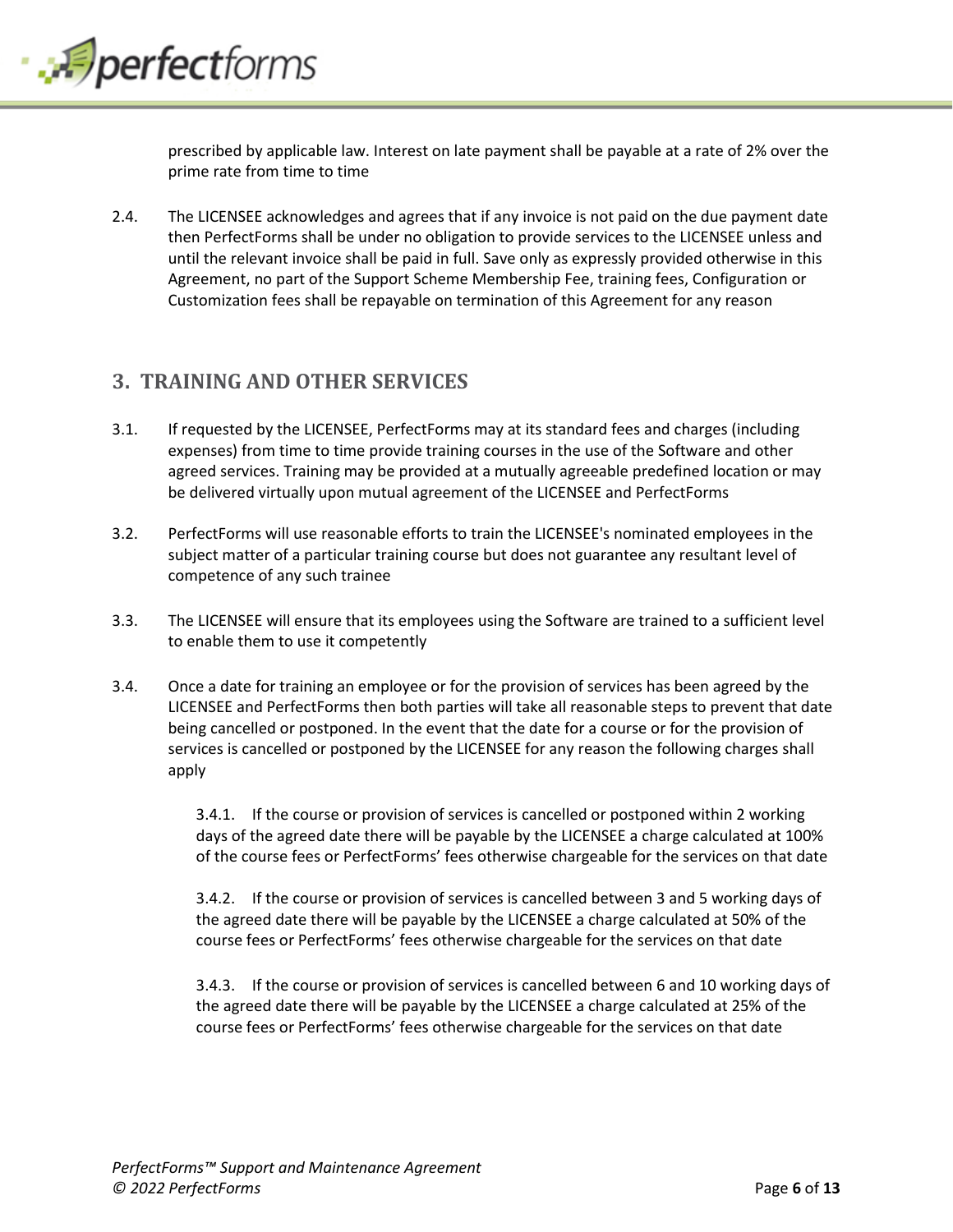prescribed by applicable law. Interest on late payment shall be payable at a rate of 2% over the prime rate from time to time

2.4. The LICENSEE acknowledges and agrees that if any invoice is not paid on the due payment date then PerfectForms shall be under no obligation to provide services to the LICENSEE unless and until the relevant invoice shall be paid in full. Save only as expressly provided otherwise in this Agreement, no part of the Support Scheme Membership Fee, training fees, Configuration or Customization fees shall be repayable on termination of this Agreement for any reason

## 3. TRAINING AND OTHER SERVICES

3.1. If requested by the LICENSEE, PerfectForms may at its standard fees and charges (including expenses) from time to time provide training courses in the use of the Software and other agreed services. Training may be provided at a mutually agreeable predefined location or may be delivered virtually upon mutual agreement of the LICENSEE and PerfectForms

3.2. PerfectForms will use reasonable efforts to train the LICENSEE's nominated employees in the subject matter of a particular training course but does not guarantee any resultant level of competence of any such trainee

3.3. The LICENSEE will ensure that its employees using the Software are trained to a sufficient level to enable them to use it competently

3.4. Once a date for training an employee or for the provision of services has been agreed by the LICENSEE and PerfectForms then both parties will take all reasonable steps to prevent that date being cancelled or postponed. In the event that the date for a course or for the provision of services is cancelled or postponed by the LICENSEE for any reason the following charges shall apply

3.4.1. If the course or provision of services is cancelled or postponed within 2 working days of the agreed date there will be payable by the LICENSEE a charge calculated at 100% of the course fees or PerfectForms' fees otherwise chargeable for the services on that date

3.4.2. If the course or provision of services is cancelled between 3 and 5 working days of the agreed date there will be payable by the LICENSEE a charge calculated at 50% of the course fees or PerfectForms' fees otherwise chargeable for the services on that date

3.4.3. If the course or provision of services is cancelled between 6 and 10 working days of the agreed date there will be payable by the LICENSEE a charge calculated at 25% of the course fees or PerfectForms' fees otherwise chargeable for the services on that date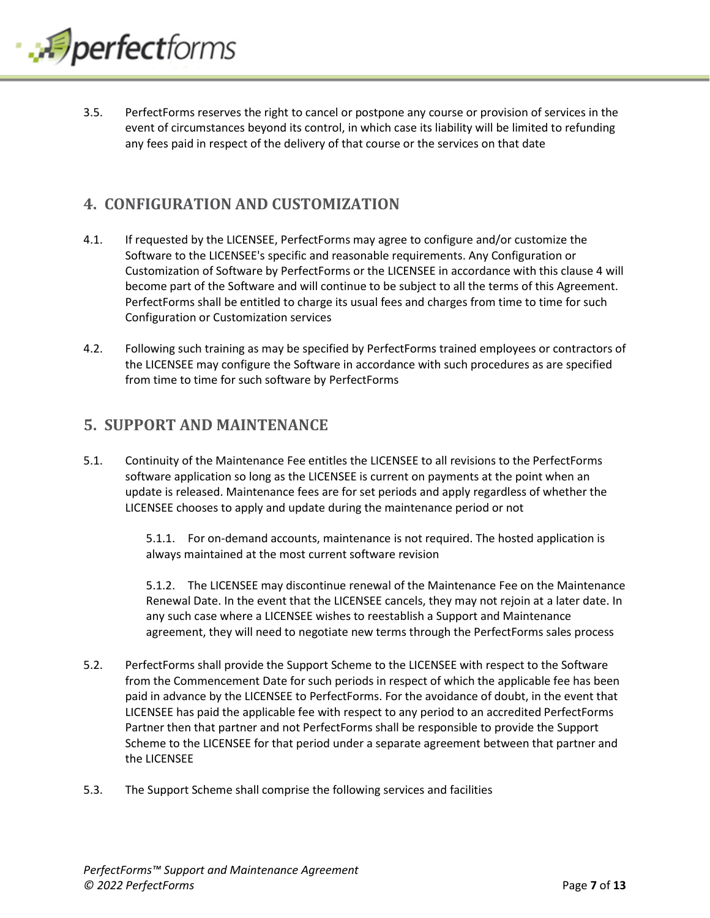3.5. PerfectForms reserves the right to cancel or postpone any course or provision of services in the event of circumstances beyond its control, in which case its liability will be limited to refunding any fees paid in respect of the delivery of that course or the services on that date

## 4. CONFIGURATION AND CUSTOMIZATION

4.1. If requested by the LICENSEE, PerfectForms may agree to configure and/or customize the Software to the LICENSEE's specific and reasonable requirements. Any Configuration or Customization of Software by PerfectForms or the LICENSEE in accordance with this clause 4 will become part of the Software and will continue to be subject to all the terms of this Agreement. PerfectForms shall be entitled to charge its usual fees and charges from time to time for such Configuration or Customization services

4.2. Following such training as may be specified by PerfectForms trained employees or contractors of the LICENSEE may configure the Software in accordance with such procedures as are specified from time to time for such software by PerfectForms

## 5. SUPPORT AND MAINTENANCE

5.1. Continuity of the Maintenance Fee entitles the LICENSEE to all revisions to the PerfectForms software application so long as the LICENSEE is current on payments at the point when an update is released. Maintenance fees are for set periods and apply regardless of whether the LICENSEE chooses to apply and update during the maintenance period or not

5.1.1. For on-demand accounts, maintenance is not required. The hosted application is always maintained at the most current software revision

5.1.2. The LICENSEE may discontinue renewal of the Maintenance Fee on the Maintenance Renewal Date. In the event that the LICENSEE cancels, they may not rejoin at a later date. In any such case where a LICENSEE wishes to reestablish a Support and Maintenance agreement, they will need to negotiate new terms through the PerfectForms sales process

5.2. PerfectForms shall provide the Support Scheme to the LICENSEE with respect to the Software from the Commencement Date for such periods in respect of which the applicable fee has been paid in advance by the LICENSEE to PerfectForms. For the avoidance of doubt, in the event that LICENSEE has paid the applicable fee with respect to any period to an accredited PerfectForms Partner then that partner and not PerfectForms shall be responsible to provide the Support Scheme to the LICENSEE for that period under a separate agreement between that partner and the LICENSEE

5.3. The Support Scheme shall comprise the following services and facilities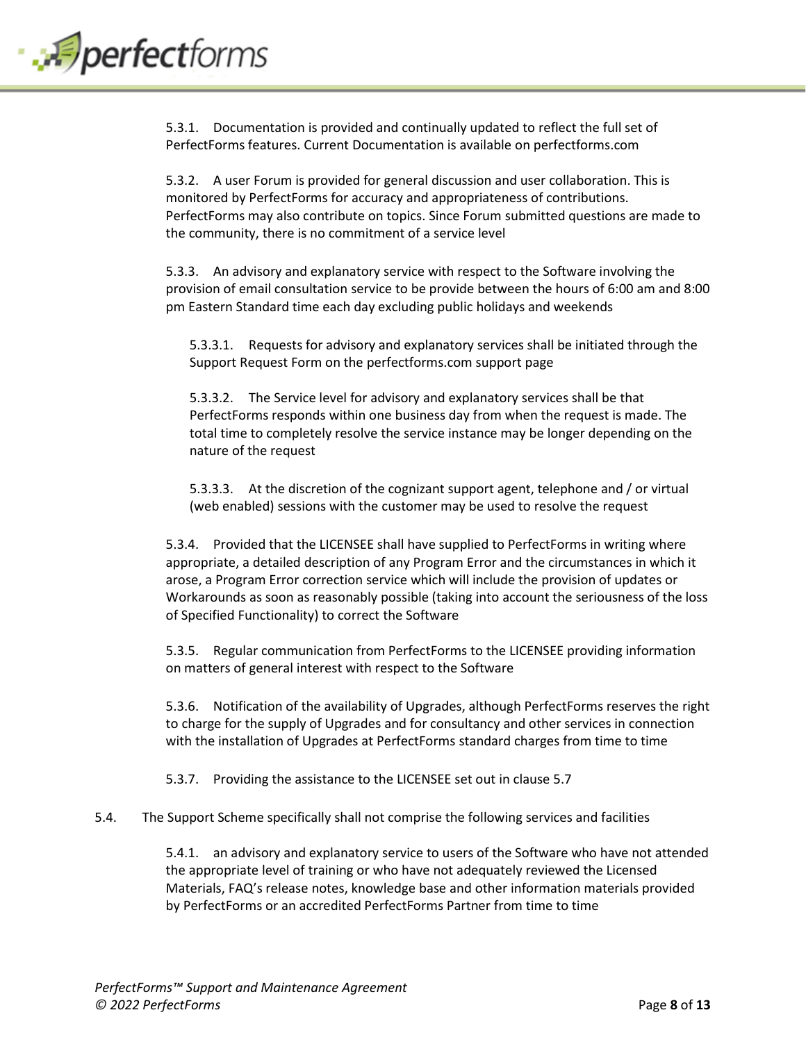5.3.1. Documentation is provided and continually updated to reflect the full set of PerfectForms features. Current Documentation is available on perfectforms.com

5.3.2. A user Forum is provided for general discussion and user collaboration. This is monitored by PerfectForms for accuracy and appropriateness of contributions. PerfectForms may also contribute on topics. Since Forum submitted questions are made to the community, there is no commitment of a service level

5.3.3. An advisory and explanatory service with respect to the Software involving the provision of email consultation service to be provide between the hours of 6:00 am and 8:00 pm Eastern Standard time each day excluding public holidays and weekends

5.3.3.1. Requests for advisory and explanatory services shall be initiated through the Support Request Form on the perfectforms.com support page

5.3.3.2. The Service level for advisory and explanatory services shall be that PerfectForms responds within one business day from when the request is made. The total time to completely resolve the service instance may be longer depending on the nature of the request

5.3.3.3. At the discretion of the cognizant support agent, telephone and / or virtual (web enabled) sessions with the customer may be used to resolve the request

5.3.4. Provided that the LICENSEE shall have supplied to PerfectForms in writing where appropriate, a detailed description of any Program Error and the circumstances in which it arose, a Program Error correction service which will include the provision of updates or Workarounds as soon as reasonably possible (taking into account the seriousness of the loss of Specified Functionality) to correct the Software

5.3.5. Regular communication from PerfectForms to the LICENSEE providing information on matters of general interest with respect to the Software

5.3.6. Notification of the availability of Upgrades, although PerfectForms reserves the right to charge for the supply of Upgrades and for consultancy and other services in connection with the installation of Upgrades at PerfectForms standard charges from time to time

5.3.7. Providing the assistance to the LICENSEE set out in clause 5.7

5.4. The Support Scheme specifically shall not comprise the following services and facilities

5.4.1. an advisory and explanatory service to users of the Software who have not attended the appropriate level of training or who have not adequately reviewed the Licensed Materials, FAQ's release notes, knowledge base and other information materials provided by PerfectForms or an accredited PerfectForms Partner from time to time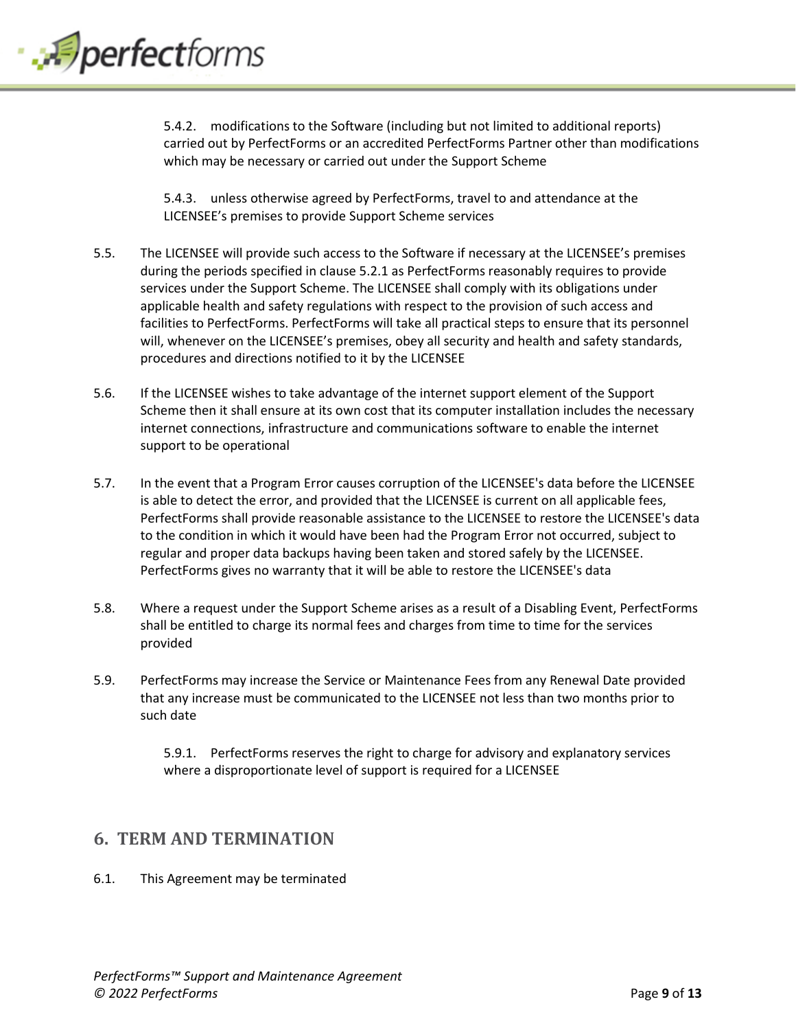5.4.2. modifications to the Software (including but not limited to additional reports) carried out by PerfectForms or an accredited PerfectForms Partner other than modifications which may be necessary or carried out under the Support Scheme

5.4.3. unless otherwise agreed by PerfectForms, travel to and attendance at the LICENSEE's premises to provide Support Scheme services

5.5. The LICENSEE will provide such access to the Software if necessary at the LICENSEE's premises during the periods specified in clause 5.2.1 as PerfectForms reasonably requires to provide services under the Support Scheme. The LICENSEE shall comply with its obligations under applicable health and safety regulations with respect to the provision of such access and facilities to PerfectForms. PerfectForms will take all practical steps to ensure that its personnel will, whenever on the LICENSEE's premises, obey all security and health and safety standards, procedures and directions notified to it by the LICENSEE

5.6. If the LICENSEE wishes to take advantage of the internet support element of the Support Scheme then it shall ensure at its own cost that its computer installation includes the necessary internet connections, infrastructure and communications software to enable the internet support to be operational

5.7. In the event that a Program Error causes corruption of the LICENSEE's data before the LICENSEE is able to detect the error, and provided that the LICENSEE is current on all applicable fees, PerfectForms shall provide reasonable assistance to the LICENSEE to restore the LICENSEE's data to the condition in which it would have been had the Program Error not occurred, subject to regular and proper data backups having been taken and stored safely by the LICENSEE. PerfectForms gives no warranty that it will be able to restore the LICENSEE's data

5.8. Where a request under the Support Scheme arises as a result of a Disabling Event, PerfectForms shall be entitled to charge its normal fees and charges from time to time for the services provided

5.9. PerfectForms may increase the Service or Maintenance Fees from any Renewal Date provided that any increase must be communicated to the LICENSEE not less than two months prior to such date

5.9.1. PerfectForms reserves the right to charge for advisory and explanatory services where a disproportionate level of support is required for a LICENSEE

## 6. TERM AND TERMINATION

6.1. This Agreement may be terminated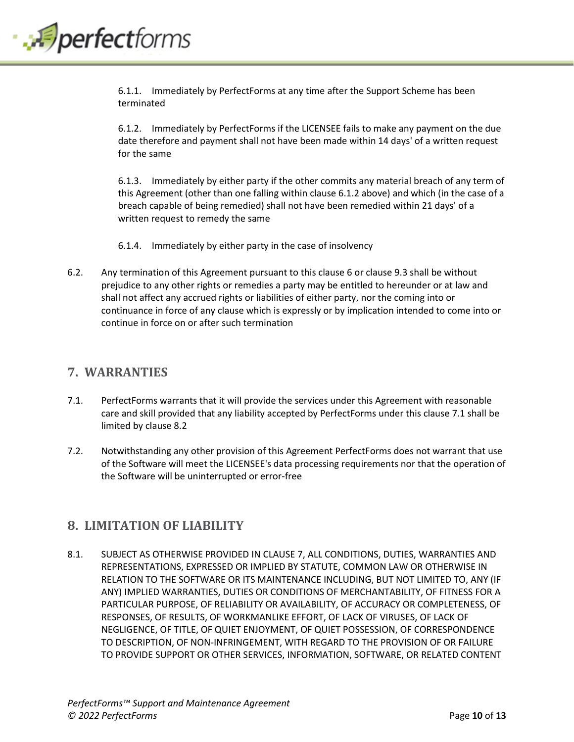6.1.1. Immediately by PerfectForms at any time after the Support Scheme has been terminated

6.1.2. Immediately by PerfectForms if the LICENSEE fails to make any payment on the due date therefore and payment shall not have been made within 14 days' of a written request for the same

6.1.3. Immediately by either party if the other commits any material breach of any term of this Agreement (other than one falling within clause 6.1.2 above) and which (in the case of a breach capable of being remedied) shall not have been remedied within 21 days' of a written request to remedy the same

6.1.4. Immediately by either party in the case of insolvency

6.2. Any termination of this Agreement pursuant to this clause 6 or clause 9.3 shall be without prejudice to any other rights or remedies a party may be entitled to hereunder or at law and shall not affect any accrued rights or liabilities of either party, nor the coming into or continuance in force of any clause which is expressly or by implication intended to come into or continue in force on or after such termination

## 7. WARRANTIES

7.1. PerfectForms warrants that it will provide the services under this Agreement with reasonable care and skill provided that any liability accepted by PerfectForms under this clause 7.1 shall be limited by clause 8.2

7.2. Notwithstanding any other provision of this Agreement PerfectForms does not warrant that use of the Software will meet the LICENSEE's data processing requirements nor that the operation of the Software will be uninterrupted or error-free

## 8. LIMITATION OF LIABILITY

8.1. SUBJECT AS OTHERWISE PROVIDED IN CLAUSE 7, ALL CONDITIONS, DUTIES, WARRANTIES AND REPRESENTATIONS, EXPRESSED OR IMPLIED BY STATUTE, COMMON LAW OR OTHERWISE IN RELATION TO THE SOFTWARE OR ITS MAINTENANCE INCLUDING, BUT NOT LIMITED TO, ANY (IF ANY) IMPLIED WARRANTIES, DUTIES OR CONDITIONS OF MERCHANTABILITY, OF FITNESS FOR A PARTICULAR PURPOSE, OF RELIABILITY OR AVAILABILITY, OF ACCURACY OR COMPLETENESS, OF RESPONSES, OF RESULTS, OF WORKMANLIKE EFFORT, OF LACK OF VIRUSES, OF LACK OF NEGLIGENCE, OF TITLE, OF QUIET ENJOYMENT, OF QUIET POSSESSION, OF CORRESPONDENCE TO DESCRIPTION, OF NON-INFRINGEMENT, WITH REGARD TO THE PROVISION OF OR FAILURE TO PROVIDE SUPPORT OR OTHER SERVICES, INFORMATION, SOFTWARE, OR RELATED CONTENT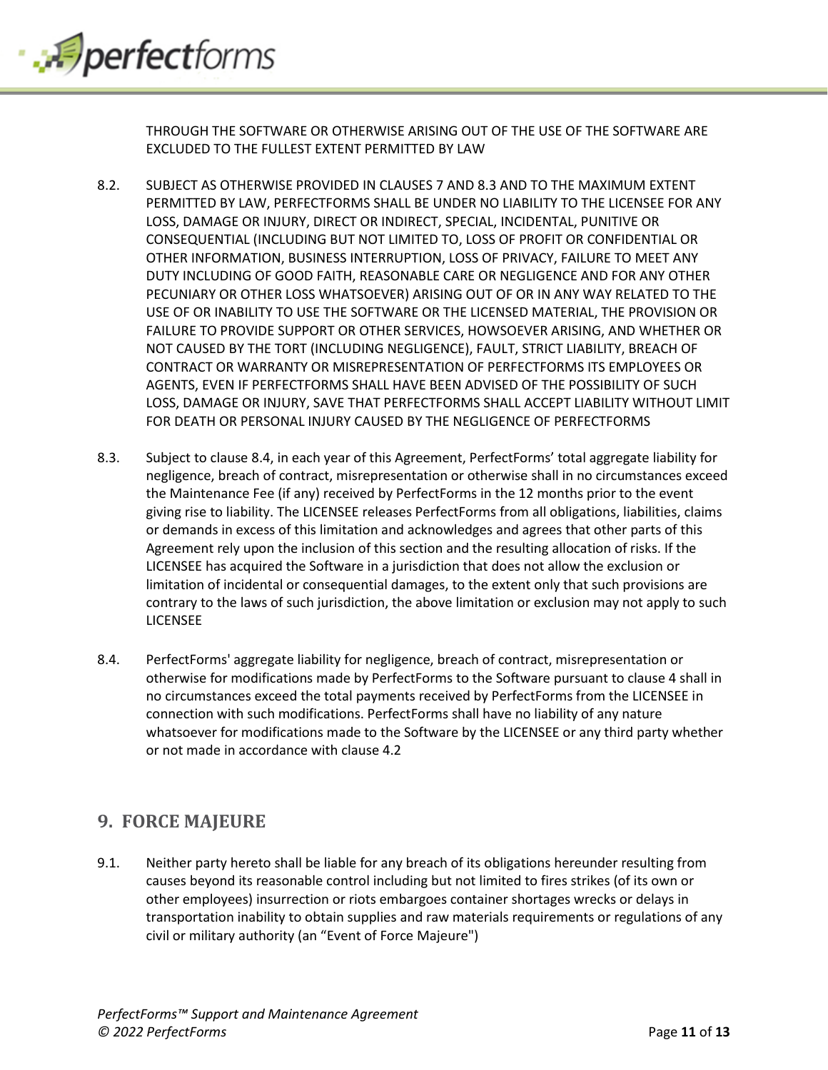THROUGH THE SOFTWARE OR OTHERWISE ARISING OUT OF THE USE OF THE SOFTWARE ARE EXCLUDED TO THE FULLEST EXTENT PERMITTED BY LAW

8.2. SUBJECT AS OTHERWISE PROVIDED IN CLAUSES 7 AND 8.3 AND TO THE MAXIMUM EXTENT PERMITTED BY LAW, PERFECTFORMS SHALL BE UNDER NO LIABILITY TO THE LICENSEE FOR ANY LOSS, DAMAGE OR INJURY, DIRECT OR INDIRECT, SPECIAL, INCIDENTAL, PUNITIVE OR CONSEQUENTIAL (INCLUDING BUT NOT LIMITED TO, LOSS OF PROFIT OR CONFIDENTIAL OR OTHER INFORMATION, BUSINESS INTERRUPTION, LOSS OF PRIVACY, FAILURE TO MEET ANY DUTY INCLUDING OF GOOD FAITH, REASONABLE CARE OR NEGLIGENCE AND FOR ANY OTHER PECUNIARY OR OTHER LOSS WHATSOEVER) ARISING OUT OF OR IN ANY WAY RELATED TO THE USE OF OR INABILITY TO USE THE SOFTWARE OR THE LICENSED MATERIAL, THE PROVISION OR FAILURE TO PROVIDE SUPPORT OR OTHER SERVICES, HOWSOEVER ARISING, AND WHETHER OR NOT CAUSED BY THE TORT (INCLUDING NEGLIGENCE), FAULT, STRICT LIABILITY, BREACH OF CONTRACT OR WARRANTY OR MISREPRESENTATION OF PERFECTFORMS ITS EMPLOYEES OR AGENTS, EVEN IF PERFECTFORMS SHALL HAVE BEEN ADVISED OF THE POSSIBILITY OF SUCH LOSS, DAMAGE OR INJURY, SAVE THAT PERFECTFORMS SHALL ACCEPT LIABILITY WITHOUT LIMIT FOR DEATH OR PERSONAL INJURY CAUSED BY THE NEGLIGENCE OF PERFECTFORMS

8.3. Subject to clause 8.4, in each year of this Agreement, PerfectForms' total aggregate liability for negligence, breach of contract, misrepresentation or otherwise shall in no circumstances exceed the Maintenance Fee (if any) received by PerfectForms in the 12 months prior to the event giving rise to liability. The LICENSEE releases PerfectForms from all obligations, liabilities, claims or demands in excess of this limitation and acknowledges and agrees that other parts of this Agreement rely upon the inclusion of this section and the resulting allocation of risks. If the LICENSEE has acquired the Software in a jurisdiction that does not allow the exclusion or limitation of incidental or consequential damages, to the extent only that such provisions are contrary to the laws of such jurisdiction, the above limitation or exclusion may not apply to such LICENSEE

8.4. PerfectForms' aggregate liability for negligence, breach of contract, misrepresentation or otherwise for modifications made by PerfectForms to the Software pursuant to clause 4 shall in no circumstances exceed the total payments received by PerfectForms from the LICENSEE in connection with such modifications. PerfectForms shall have no liability of any nature whatsoever for modifications made to the Software by the LICENSEE or any third party whether or not made in accordance with clause 4.2

## 9. FORCE MAJEURE

9.1. Neither party hereto shall be liable for any breach of its obligations hereunder resulting from causes beyond its reasonable control including but not limited to fires strikes (of its own or other employees) insurrection or riots embargoes container shortages wrecks or delays in transportation inability to obtain supplies and raw materials requirements or regulations of any civil or military authority (an "Event of Force Majeure")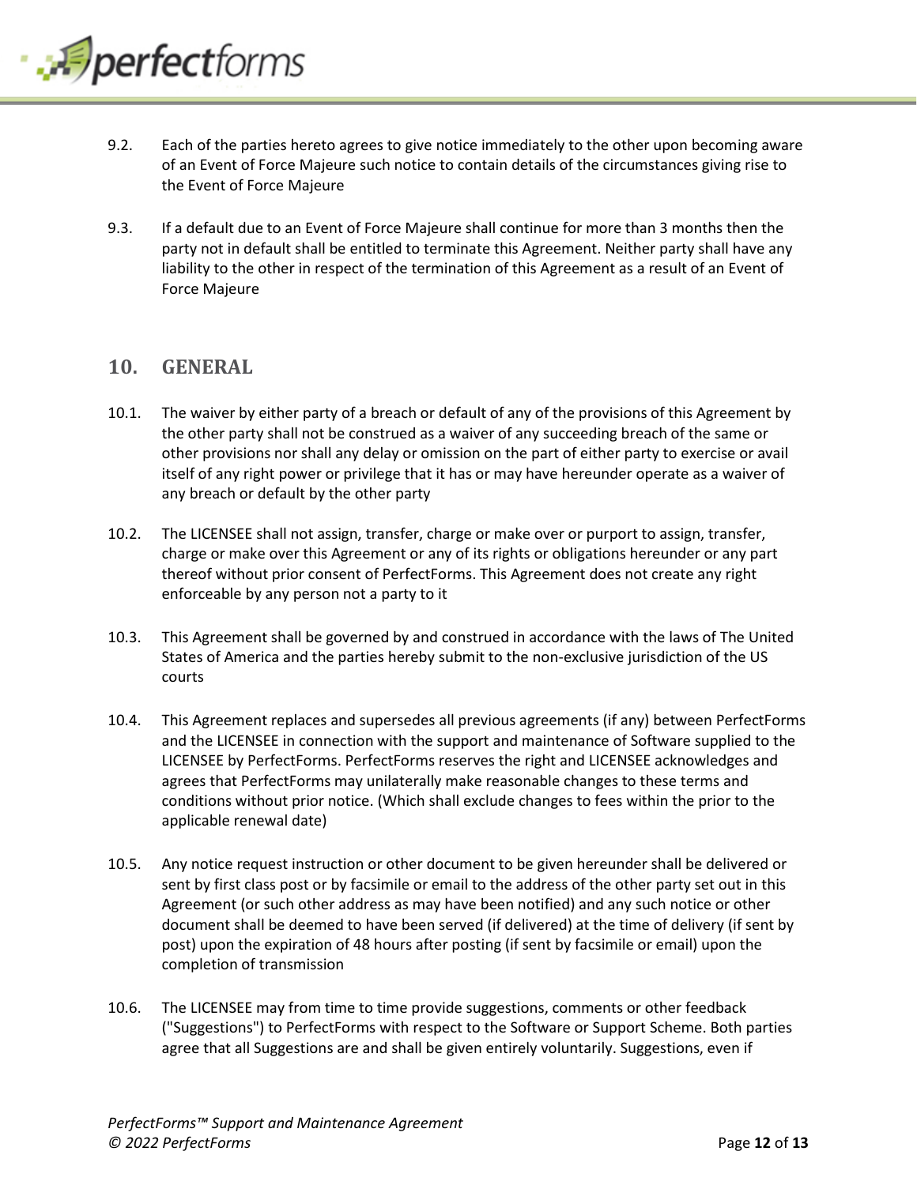9.2. Each of the parties hereto agrees to give notice immediately to the other upon becoming aware of an Event of Force Majeure such notice to contain details of the circumstances giving rise to the Event of Force Majeure

9.3. If a default due to an Event of Force Majeure shall continue for more than 3 months then the party not in default shall be entitled to terminate this Agreement. Neither party shall have any liability to the other in respect of the termination of this Agreement as a result of an Event of Force Majeure

## 10. GENERAL

10.1. The waiver by either party of a breach or default of any of the provisions of this Agreement by the other party shall not be construed as a waiver of any succeeding breach of the same or other provisions nor shall any delay or omission on the part of either party to exercise or avail itself of any right power or privilege that it has or may have hereunder operate as a waiver of any breach or default by the other party

10.2. The LICENSEE shall not assign, transfer, charge or make over or purport to assign, transfer, charge or make over this Agreement or any of its rights or obligations hereunder or any part thereof without prior consent of PerfectForms. This Agreement does not create any right enforceable by any person not a party to it

10.3. This Agreement shall be governed by and construed in accordance with the laws of The United States of America and the parties hereby submit to the non-exclusive jurisdiction of the US courts

10.4. This Agreement replaces and supersedes all previous agreements (if any) between PerfectForms and the LICENSEE in connection with the support and maintenance of Software supplied to the LICENSEE by PerfectForms. PerfectForms reserves the right and LICENSEE acknowledges and agrees that PerfectForms may unilaterally make reasonable changes to these terms and conditions without prior notice. (Which shall exclude changes to fees within the prior to the applicable renewal date)

10.5. Any notice request instruction or other document to be given hereunder shall be delivered or sent by first class post or by facsimile or email to the address of the other party set out in this Agreement (or such other address as may have been notified) and any such notice or other document shall be deemed to have been served (if delivered) at the time of delivery (if sent by post) upon the expiration of 48 hours after posting (if sent by facsimile or email) upon the completion of transmission

10.6. The LICENSEE may from time to time provide suggestions, comments or other feedback ("Suggestions") to PerfectForms with respect to the Software or Support Scheme. Both parties agree that all Suggestions are and shall be given entirely voluntarily. Suggestions, even if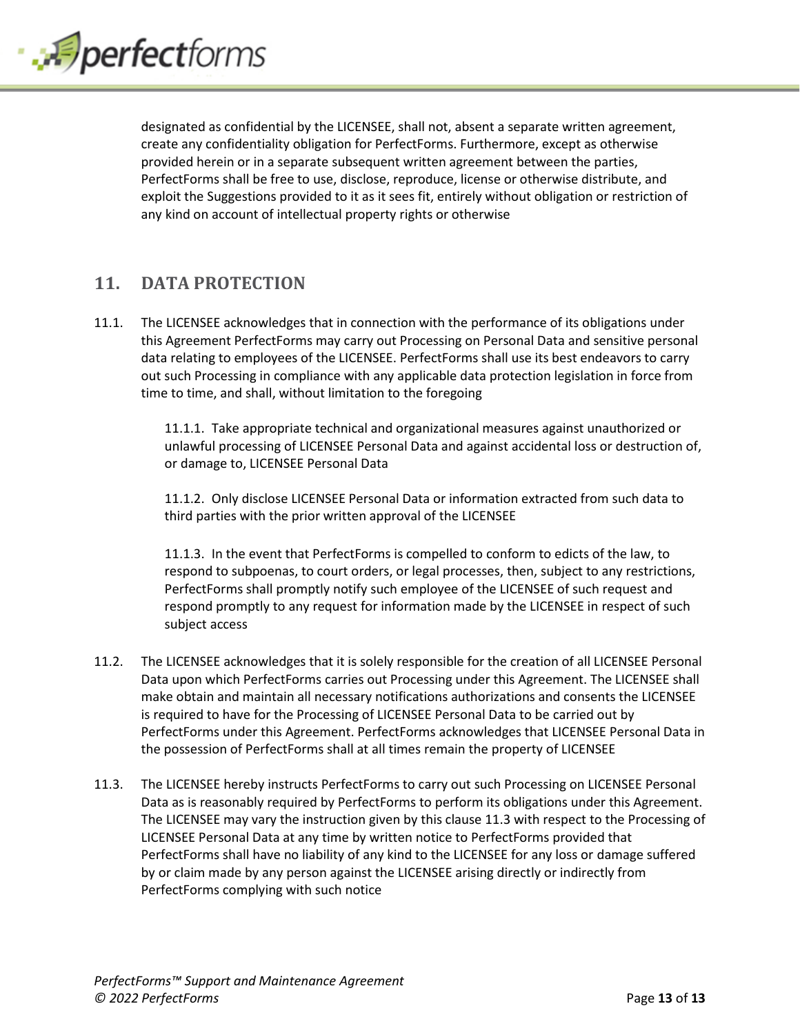designated as confidential by the LICENSEE, shall not, absent a separate written agreement, create any confidentiality obligation for PerfectForms. Furthermore, except as otherwise provided herein or in a separate subsequent written agreement between the parties, PerfectForms shall be free to use, disclose, reproduce, license or otherwise distribute, and exploit the Suggestions provided to it as it sees fit, entirely without obligation or restriction of any kind on account of intellectual property rights or otherwise

## 11. DATA PROTECTION

11.1. The LICENSEE acknowledges that in connection with the performance of its obligations under this Agreement PerfectForms may carry out Processing on Personal Data and sensitive personal data relating to employees of the LICENSEE. PerfectForms shall use its best endeavors to carry out such Processing in compliance with any applicable data protection legislation in force from time to time, and shall, without limitation to the foregoing

> 11.1.1. Take appropriate technical and organizational measures against unauthorized or unlawful processing of LICENSEE Personal Data and against accidental loss or destruction of, or damage to, LICENSEE Personal Data
>
> 11.1.2. Only disclose LICENSEE Personal Data or information extracted from such data to third parties with the prior written approval of the LICENSEE
>
> 11.1.3. In the event that PerfectForms is compelled to conform to edicts of the law, to respond to subpoenas, to court orders, or legal processes, then, subject to any restrictions, PerfectForms shall promptly notify such employee of the LICENSEE of such request and respond promptly to any request for information made by the LICENSEE in respect of such subject access

11.2. The LICENSEE acknowledges that it is solely responsible for the creation of all LICENSEE Personal Data upon which PerfectForms carries out Processing under this Agreement. The LICENSEE shall make obtain and maintain all necessary notifications authorizations and consents the LICENSEE is required to have for the Processing of LICENSEE Personal Data to be carried out by PerfectForms under this Agreement. PerfectForms acknowledges that LICENSEE Personal Data in the possession of PerfectForms shall at all times remain the property of LICENSEE

11.3. The LICENSEE hereby instructs PerfectForms to carry out such Processing on LICENSEE Personal Data as is reasonably required by PerfectForms to perform its obligations under this Agreement. The LICENSEE may vary the instruction given by this clause 11.3 with respect to the Processing of LICENSEE Personal Data at any time by written notice to PerfectForms provided that PerfectForms shall have no liability of any kind to the LICENSEE for any loss or damage suffered by or claim made by any person against the LICENSEE arising directly or indirectly from PerfectForms complying with such notice